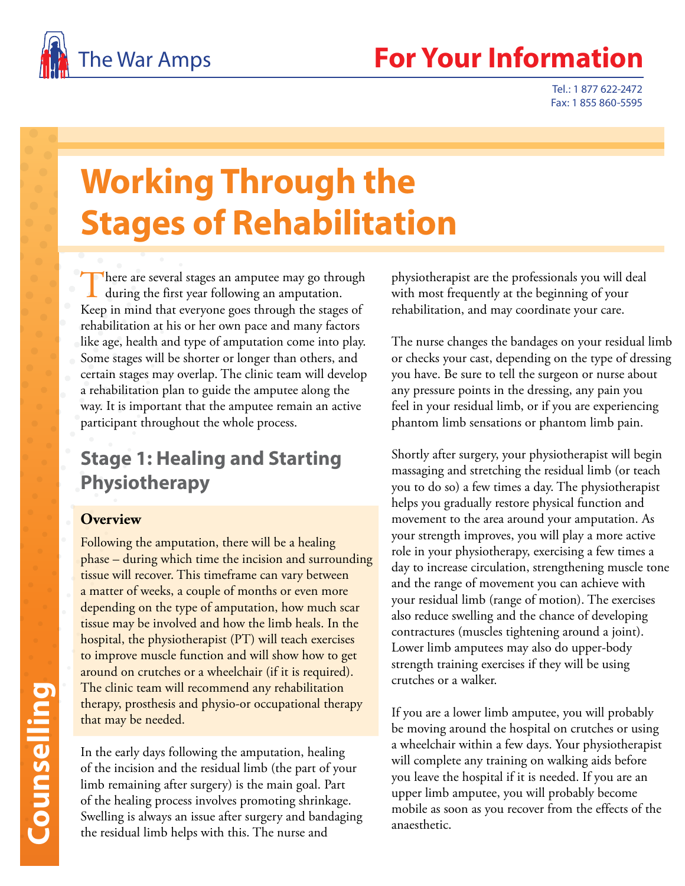The War Amps

# For Your Information

Tel.: 1 877 622-2472
Fax: 1 855 860-5595

Counselling

# Working Through the Stages of Rehabilitation

There are several stages an amputee may go through during the first year following an amputation. Keep in mind that everyone goes through the stages of rehabilitation at his or her own pace and many factors like age, health and type of amputation come into play. Some stages will be shorter or longer than others, and certain stages may overlap. The clinic team will develop a rehabilitation plan to guide the amputee along the way. It is important that the amputee remain an active participant throughout the whole process.

## Stage 1: Healing and Starting Physiotherapy

### Overview

Following the amputation, there will be a healing phase – during which time the incision and surrounding tissue will recover. This timeframe can vary between a matter of weeks, a couple of months or even more depending on the type of amputation, how much scar tissue may be involved and how the limb heals. In the hospital, the physiotherapist (PT) will teach exercises to improve muscle function and will show how to get around on crutches or a wheelchair (if it is required). The clinic team will recommend any rehabilitation therapy, prosthesis and physio-or occupational therapy that may be needed.

In the early days following the amputation, healing of the incision and the residual limb (the part of your limb remaining after surgery) is the main goal. Part of the healing process involves promoting shrinkage. Swelling is always an issue after surgery and bandaging the residual limb helps with this. The nurse and physiotherapist are the professionals you will deal with most frequently at the beginning of your rehabilitation, and may coordinate your care.

The nurse changes the bandages on your residual limb or checks your cast, depending on the type of dressing you have. Be sure to tell the surgeon or nurse about any pressure points in the dressing, any pain you feel in your residual limb, or if you are experiencing phantom limb sensations or phantom limb pain.

Shortly after surgery, your physiotherapist will begin massaging and stretching the residual limb (or teach you to do so) a few times a day. The physiotherapist helps you gradually restore physical function and movement to the area around your amputation. As your strength improves, you will play a more active role in your physiotherapy, exercising a few times a day to increase circulation, strengthening muscle tone and the range of movement you can achieve with your residual limb (range of motion). The exercises also reduce swelling and the chance of developing contractures (muscles tightening around a joint). Lower limb amputees may also do upper-body strength training exercises if they will be using crutches or a walker.

If you are a lower limb amputee, you will probably be moving around the hospital on crutches or using a wheelchair within a few days. Your physiotherapist will complete any training on walking aids before you leave the hospital if it is needed. If you are an upper limb amputee, you will probably become mobile as soon as you recover from the effects of the anaesthetic.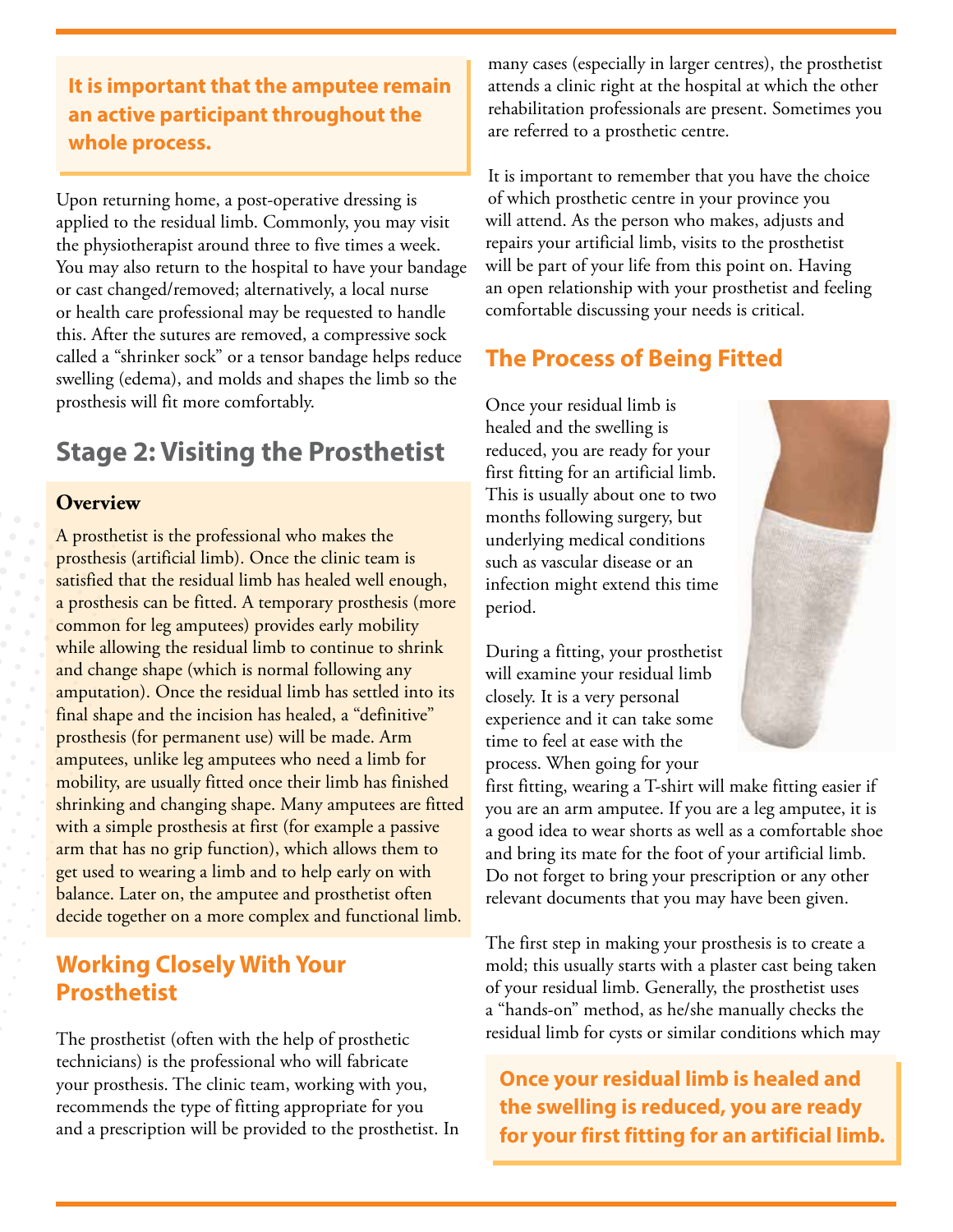**It is important that the amputee remain an active participant throughout the whole process.**

Upon returning home, a post-operative dressing is applied to the residual limb. Commonly, you may visit the physiotherapist around three to five times a week. You may also return to the hospital to have your bandage or cast changed/removed; alternatively, a local nurse or health care professional may be requested to handle this. After the sutures are removed, a compressive sock called a "shrinker sock" or a tensor bandage helps reduce swelling (edema), and molds and shapes the limb so the prosthesis will fit more comfortably.

## Stage 2: Visiting the Prosthetist

### Overview

A prosthetist is the professional who makes the prosthesis (artificial limb). Once the clinic team is satisfied that the residual limb has healed well enough, a prosthesis can be fitted. A temporary prosthesis (more common for leg amputees) provides early mobility while allowing the residual limb to continue to shrink and change shape (which is normal following any amputation). Once the residual limb has settled into its final shape and the incision has healed, a "definitive" prosthesis (for permanent use) will be made. Arm amputees, unlike leg amputees who need a limb for mobility, are usually fitted once their limb has finished shrinking and changing shape. Many amputees are fitted with a simple prosthesis at first (for example a passive arm that has no grip function), which allows them to get used to wearing a limb and to help early on with balance. Later on, the amputee and prosthetist often decide together on a more complex and functional limb.

## Working Closely With Your Prosthetist

The prosthetist (often with the help of prosthetic technicians) is the professional who will fabricate your prosthesis. The clinic team, working with you, recommends the type of fitting appropriate for you and a prescription will be provided to the prosthetist. In many cases (especially in larger centres), the prosthetist attends a clinic right at the hospital at which the other rehabilitation professionals are present. Sometimes you are referred to a prosthetic centre.

It is important to remember that you have the choice of which prosthetic centre in your province you will attend. As the person who makes, adjusts and repairs your artificial limb, visits to the prosthetist will be part of your life from this point on. Having an open relationship with your prosthetist and feeling comfortable discussing your needs is critical.

## The Process of Being Fitted

Once your residual limb is healed and the swelling is reduced, you are ready for your first fitting for an artificial limb. This is usually about one to two months following surgery, but underlying medical conditions such as vascular disease or an infection might extend this time period.

During a fitting, your prosthetist will examine your residual limb closely. It is a very personal experience and it can take some time to feel at ease with the process. When going for your first fitting, wearing a T-shirt will make fitting easier if you are an arm amputee. If you are a leg amputee, it is a good idea to wear shorts as well as a comfortable shoe and bring its mate for the foot of your artificial limb. Do not forget to bring your prescription or any other relevant documents that you may have been given.

The first step in making your prosthesis is to create a mold; this usually starts with a plaster cast being taken of your residual limb. Generally, the prosthetist uses a "hands-on" method, as he/she manually checks the residual limb for cysts or similar conditions which may

**Once your residual limb is healed and the swelling is reduced, you are ready for your first fitting for an artificial limb.**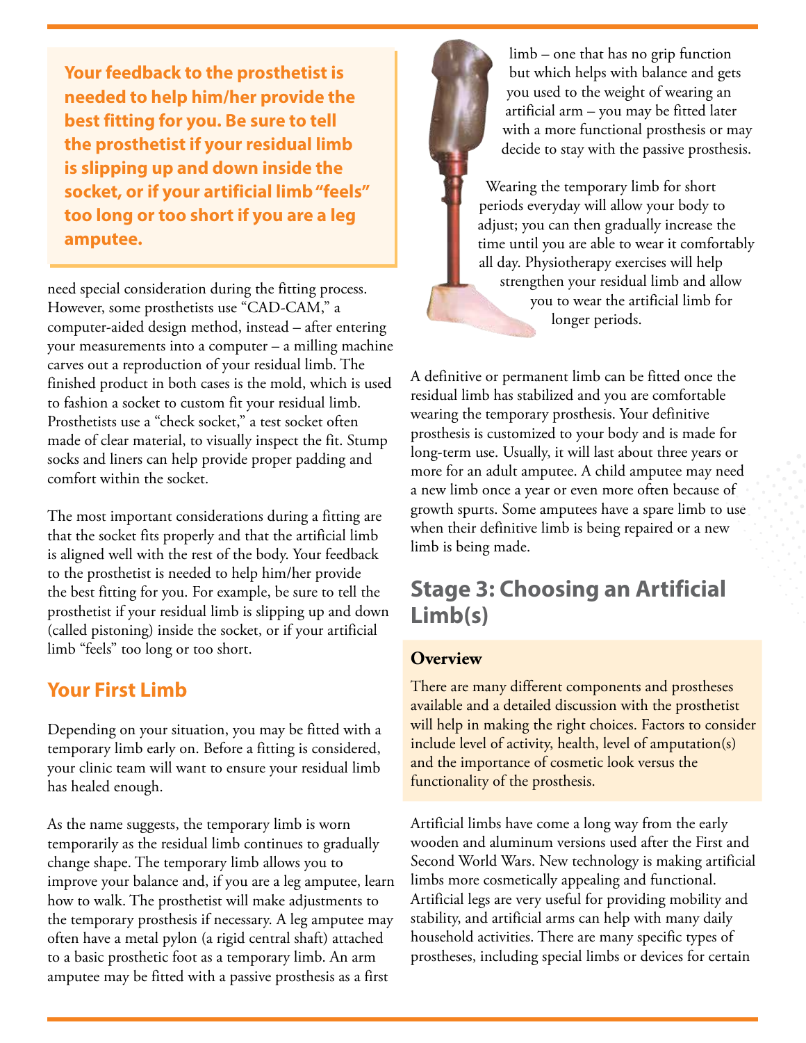**Your feedback to the prosthetist is needed to help him/her provide the best fitting for you. Be sure to tell the prosthetist if your residual limb is slipping up and down inside the socket, or if your artificial limb "feels" too long or too short if you are a leg amputee.**

need special consideration during the fitting process. However, some prosthetists use "CAD-CAM," a computer-aided design method, instead – after entering your measurements into a computer – a milling machine carves out a reproduction of your residual limb. The finished product in both cases is the mold, which is used to fashion a socket to custom fit your residual limb. Prosthetists use a "check socket," a test socket often made of clear material, to visually inspect the fit. Stump socks and liners can help provide proper padding and comfort within the socket.

The most important considerations during a fitting are that the socket fits properly and that the artificial limb is aligned well with the rest of the body. Your feedback to the prosthetist is needed to help him/her provide the best fitting for you. For example, be sure to tell the prosthetist if your residual limb is slipping up and down (called pistoning) inside the socket, or if your artificial limb "feels" too long or too short.

## Your First Limb

Depending on your situation, you may be fitted with a temporary limb early on. Before a fitting is considered, your clinic team will want to ensure your residual limb has healed enough.

As the name suggests, the temporary limb is worn temporarily as the residual limb continues to gradually change shape. The temporary limb allows you to improve your balance and, if you are a leg amputee, learn how to walk. The prosthetist will make adjustments to the temporary prosthesis if necessary. A leg amputee may often have a metal pylon (a rigid central shaft) attached to a basic prosthetic foot as a temporary limb. An arm amputee may be fitted with a passive prosthesis as a first limb – one that has no grip function but which helps with balance and gets you used to the weight of wearing an artificial arm – you may be fitted later with a more functional prosthesis or may decide to stay with the passive prosthesis.

Wearing the temporary limb for short periods everyday will allow your body to adjust; you can then gradually increase the time until you are able to wear it comfortably all day. Physiotherapy exercises will help strengthen your residual limb and allow you to wear the artificial limb for longer periods.

A definitive or permanent limb can be fitted once the residual limb has stabilized and you are comfortable wearing the temporary prosthesis. Your definitive prosthesis is customized to your body and is made for long-term use. Usually, it will last about three years or more for an adult amputee. A child amputee may need a new limb once a year or even more often because of growth spurts. Some amputees have a spare limb to use when their definitive limb is being repaired or a new limb is being made.

## Stage 3: Choosing an Artificial Limb(s)

### Overview

There are many different components and prostheses available and a detailed discussion with the prosthetist will help in making the right choices. Factors to consider include level of activity, health, level of amputation(s) and the importance of cosmetic look versus the functionality of the prosthesis.

Artificial limbs have come a long way from the early wooden and aluminum versions used after the First and Second World Wars. New technology is making artificial limbs more cosmetically appealing and functional. Artificial legs are very useful for providing mobility and stability, and artificial arms can help with many daily household activities. There are many specific types of prostheses, including special limbs or devices for certain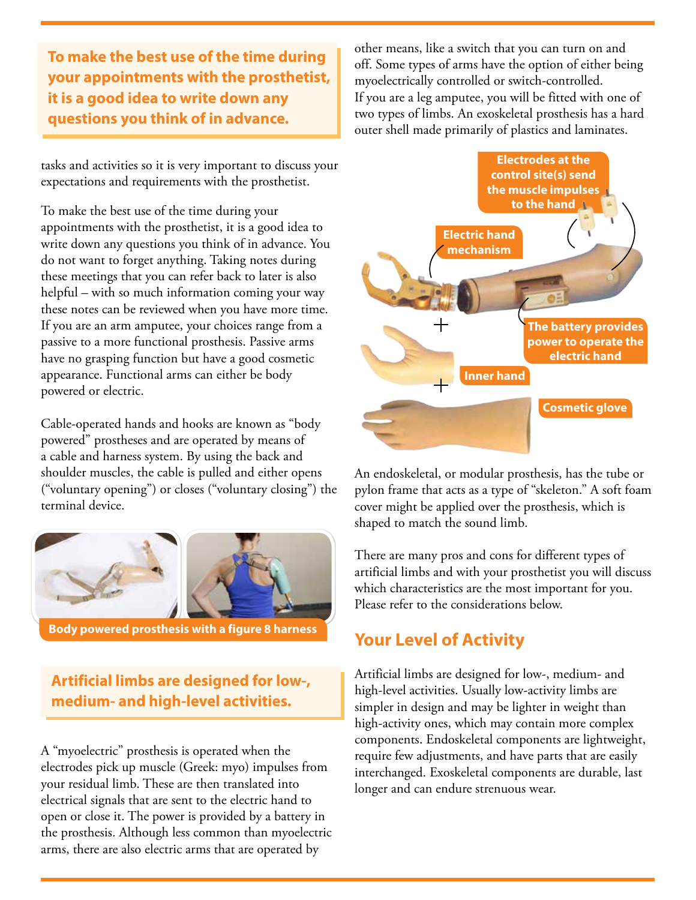**To make the best use of the time during your appointments with the prosthetist, it is a good idea to write down any questions you think of in advance.**

tasks and activities so it is very important to discuss your expectations and requirements with the prosthetist.

To make the best use of the time during your appointments with the prosthetist, it is a good idea to write down any questions you think of in advance. You do not want to forget anything. Taking notes during these meetings that you can refer back to later is also helpful – with so much information coming your way these notes can be reviewed when you have more time. If you are an arm amputee, your choices range from a passive to a more functional prosthesis. Passive arms have no grasping function but have a good cosmetic appearance. Functional arms can either be body powered or electric.

Cable-operated hands and hooks are known as "body powered" prostheses and are operated by means of a cable and harness system. By using the back and shoulder muscles, the cable is pulled and either opens ("voluntary opening") or closes ("voluntary closing") the terminal device.

Body powered prosthesis with a figure 8 harness

**Artificial limbs are designed for low-, medium- and high-level activities.**

A "myoelectric" prosthesis is operated when the electrodes pick up muscle (Greek: myo) impulses from your residual limb. These are then translated into electrical signals that are sent to the electric hand to open or close it. The power is provided by a battery in the prosthesis. Although less common than myoelectric arms, there are also electric arms that are operated by other means, like a switch that you can turn on and off. Some types of arms have the option of either being myoelectrically controlled or switch-controlled.

If you are a leg amputee, you will be fitted with one of two types of limbs. An exoskeletal prosthesis has a hard outer shell made primarily of plastics and laminates.

Electrodes at the control site(s) send the muscle impulses to the hand

Electric hand mechanism

The battery provides power to operate the electric hand

Inner hand

Cosmetic glove

An endoskeletal, or modular prosthesis, has the tube or pylon frame that acts as a type of "skeleton." A soft foam cover might be applied over the prosthesis, which is shaped to match the sound limb.

There are many pros and cons for different types of artificial limbs and with your prosthetist you will discuss which characteristics are the most important for you. Please refer to the considerations below.

## Your Level of Activity

Artificial limbs are designed for low-, medium- and high-level activities. Usually low-activity limbs are simpler in design and may be lighter in weight than high-activity ones, which may contain more complex components. Endoskeletal components are lightweight, require few adjustments, and have parts that are easily interchanged. Exoskeletal components are durable, last longer and can endure strenuous wear.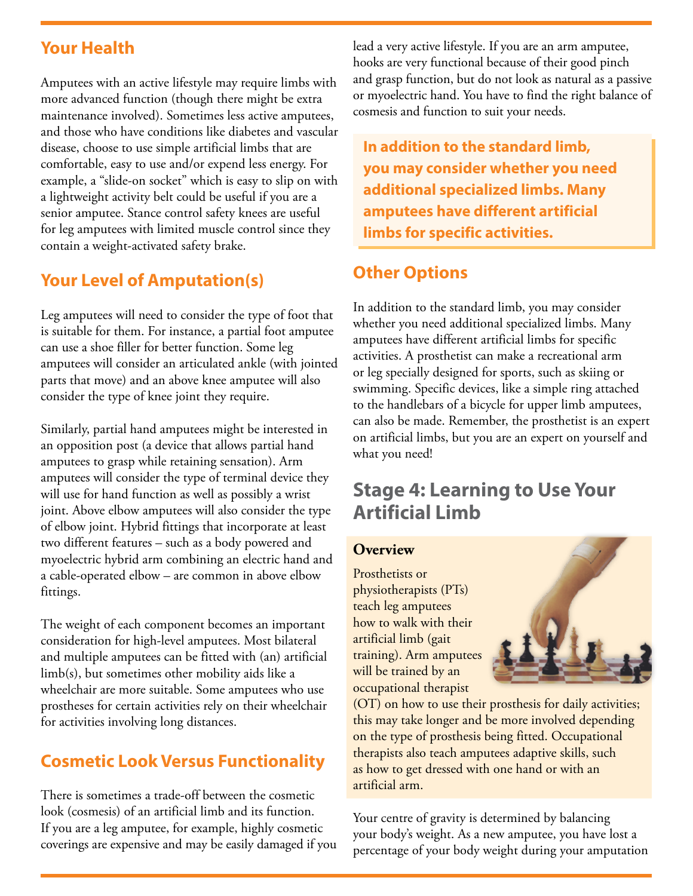## Your Health

Amputees with an active lifestyle may require limbs with more advanced function (though there might be extra maintenance involved). Sometimes less active amputees, and those who have conditions like diabetes and vascular disease, choose to use simple artificial limbs that are comfortable, easy to use and/or expend less energy. For example, a "slide-on socket" which is easy to slip on with a lightweight activity belt could be useful if you are a senior amputee. Stance control safety knees are useful for leg amputees with limited muscle control since they contain a weight-activated safety brake.

## Your Level of Amputation(s)

Leg amputees will need to consider the type of foot that is suitable for them. For instance, a partial foot amputee can use a shoe filler for better function. Some leg amputees will consider an articulated ankle (with jointed parts that move) and an above knee amputee will also consider the type of knee joint they require.

Similarly, partial hand amputees might be interested in an opposition post (a device that allows partial hand amputees to grasp while retaining sensation). Arm amputees will consider the type of terminal device they will use for hand function as well as possibly a wrist joint. Above elbow amputees will also consider the type of elbow joint. Hybrid fittings that incorporate at least two different features – such as a body powered and myoelectric hybrid arm combining an electric hand and a cable-operated elbow – are common in above elbow fittings.

The weight of each component becomes an important consideration for high-level amputees. Most bilateral and multiple amputees can be fitted with (an) artificial limb(s), but sometimes other mobility aids like a wheelchair are more suitable. Some amputees who use prostheses for certain activities rely on their wheelchair for activities involving long distances.

## Cosmetic Look Versus Functionality

There is sometimes a trade-off between the cosmetic look (cosmesis) of an artificial limb and its function. If you are a leg amputee, for example, highly cosmetic coverings are expensive and may be easily damaged if you lead a very active lifestyle. If you are an arm amputee, hooks are very functional because of their good pinch and grasp function, but do not look as natural as a passive or myoelectric hand. You have to find the right balance of cosmesis and function to suit your needs.

**In addition to the standard limb, you may consider whether you need additional specialized limbs. Many amputees have different artificial limbs for specific activities.**

## Other Options

In addition to the standard limb, you may consider whether you need additional specialized limbs. Many amputees have different artificial limbs for specific activities. A prosthetist can make a recreational arm or leg specially designed for sports, such as skiing or swimming. Specific devices, like a simple ring attached to the handlebars of a bicycle for upper limb amputees, can also be made. Remember, the prosthetist is an expert on artificial limbs, but you are an expert on yourself and what you need!

# Stage 4: Learning to Use Your Artificial Limb

### Overview

Prosthetists or physiotherapists (PTs) teach leg amputees how to walk with their artificial limb (gait training). Arm amputees will be trained by an occupational therapist (OT) on how to use their prosthesis for daily activities; this may take longer and be more involved depending on the type of prosthesis being fitted. Occupational therapists also teach amputees adaptive skills, such as how to get dressed with one hand or with an artificial arm.

Your centre of gravity is determined by balancing your body's weight. As a new amputee, you have lost a percentage of your body weight during your amputation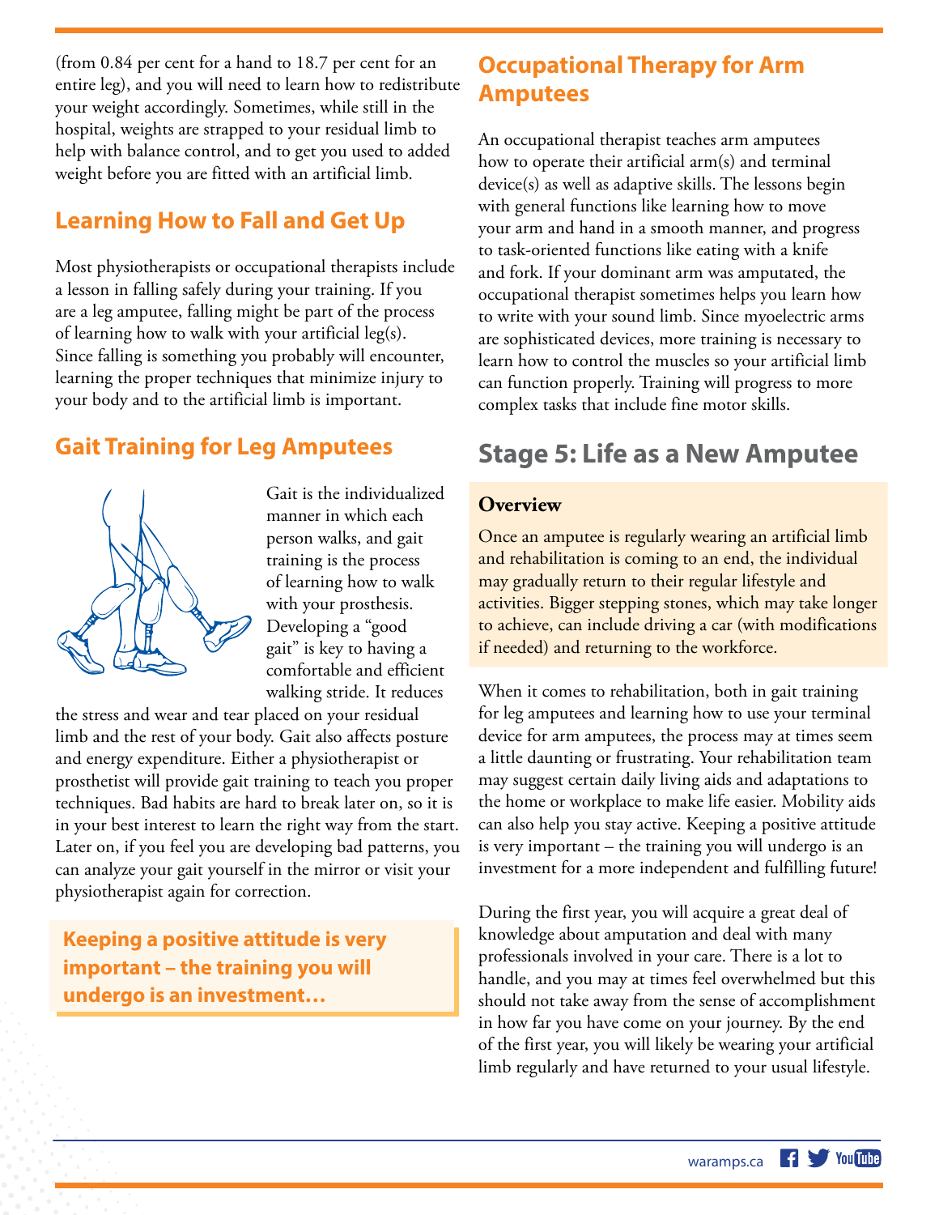(from 0.84 per cent for a hand to 18.7 per cent for an entire leg), and you will need to learn how to redistribute your weight accordingly. Sometimes, while still in the hospital, weights are strapped to your residual limb to help with balance control, and to get you used to added weight before you are fitted with an artificial limb.

## Learning How to Fall and Get Up

Most physiotherapists or occupational therapists include a lesson in falling safely during your training. If you are a leg amputee, falling might be part of the process of learning how to walk with your artificial leg(s). Since falling is something you probably will encounter, learning the proper techniques that minimize injury to your body and to the artificial limb is important.

## Gait Training for Leg Amputees

Gait is the individualized manner in which each person walks, and gait training is the process of learning how to walk with your prosthesis. Developing a "good gait" is key to having a comfortable and efficient walking stride. It reduces the stress and wear and tear placed on your residual limb and the rest of your body. Gait also affects posture and energy expenditure. Either a physiotherapist or prosthetist will provide gait training to teach you proper techniques. Bad habits are hard to break later on, so it is in your best interest to learn the right way from the start. Later on, if you feel you are developing bad patterns, you can analyze your gait yourself in the mirror or visit your physiotherapist again for correction.

**Keeping a positive attitude is very important – the training you will undergo is an investment…**

## Occupational Therapy for Arm Amputees

An occupational therapist teaches arm amputees how to operate their artificial arm(s) and terminal device(s) as well as adaptive skills. The lessons begin with general functions like learning how to move your arm and hand in a smooth manner, and progress to task-oriented functions like eating with a knife and fork. If your dominant arm was amputated, the occupational therapist sometimes helps you learn how to write with your sound limb. Since myoelectric arms are sophisticated devices, more training is necessary to learn how to control the muscles so your artificial limb can function properly. Training will progress to more complex tasks that include fine motor skills.

# Stage 5: Life as a New Amputee

**Overview**

Once an amputee is regularly wearing an artificial limb and rehabilitation is coming to an end, the individual may gradually return to their regular lifestyle and activities. Bigger stepping stones, which may take longer to achieve, can include driving a car (with modifications if needed) and returning to the workforce.

When it comes to rehabilitation, both in gait training for leg amputees and learning how to use your terminal device for arm amputees, the process may at times seem a little daunting or frustrating. Your rehabilitation team may suggest certain daily living aids and adaptations to the home or workplace to make life easier. Mobility aids can also help you stay active. Keeping a positive attitude is very important – the training you will undergo is an investment for a more independent and fulfilling future!

During the first year, you will acquire a great deal of knowledge about amputation and deal with many professionals involved in your care. There is a lot to handle, and you may at times feel overwhelmed but this should not take away from the sense of accomplishment in how far you have come on your journey. By the end of the first year, you will likely be wearing your artificial limb regularly and have returned to your usual lifestyle.